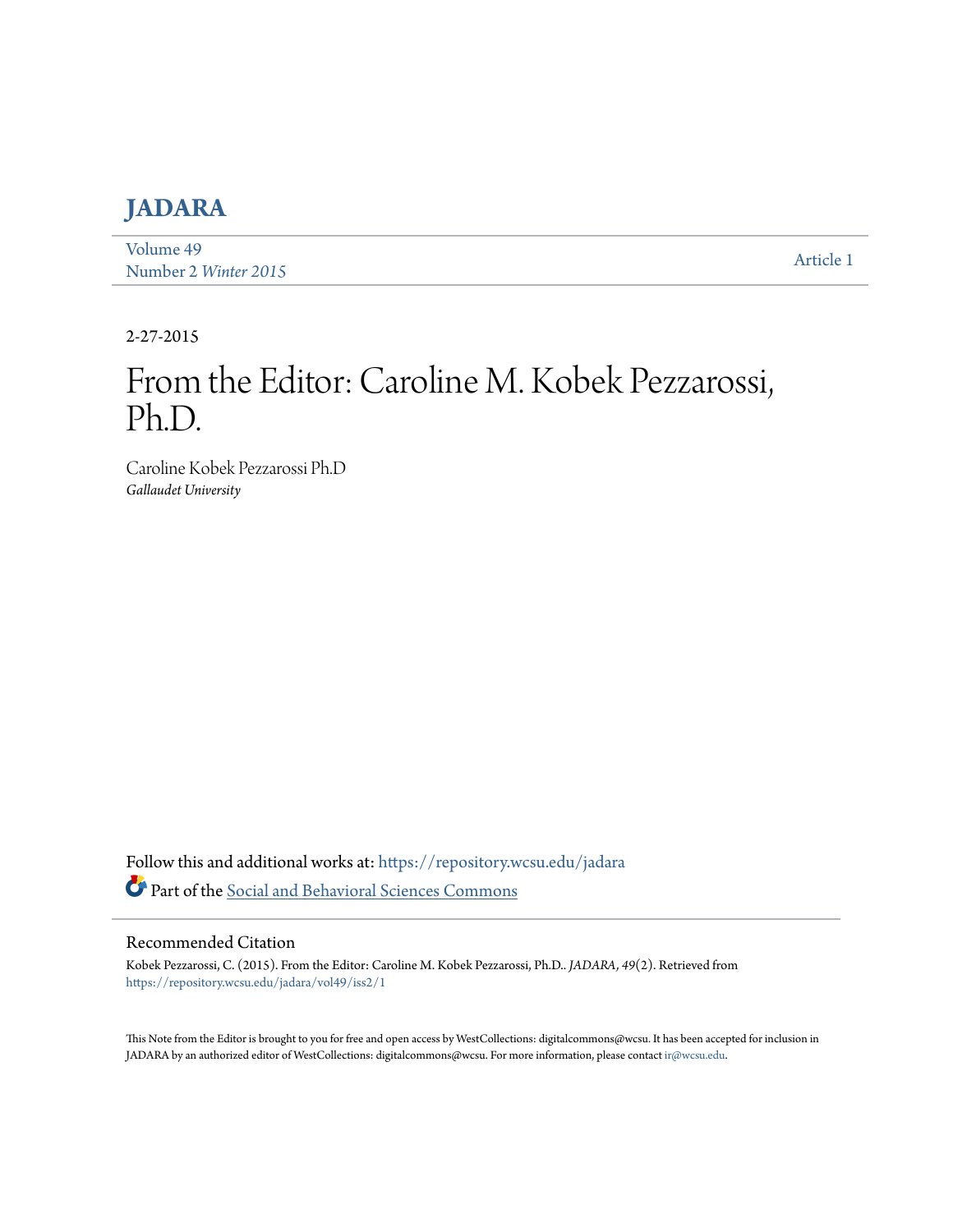# JADARA

Volume 49
Number 2 *Winter 2015*

Article 1

2-27-2015

# From the Editor: Caroline M. Kobek Pezzarossi, Ph.D.

Caroline Kobek Pezzarossi Ph.D
*Gallaudet University*

Follow this and additional works at: https://repository.wcsu.edu/jadara

Part of the Social and Behavioral Sciences Commons

## Recommended Citation

Kobek Pezzarossi, C. (2015). From the Editor: Caroline M. Kobek Pezzarossi, Ph.D.. *JADARA*, *49*(2). Retrieved from https://repository.wcsu.edu/jadara/vol49/iss2/1

This Note from the Editor is brought to you for free and open access by WestCollections: digitalcommons@wcsu. It has been accepted for inclusion in JADARA by an authorized editor of WestCollections: digitalcommons@wcsu. For more information, please contact ir@wcsu.edu.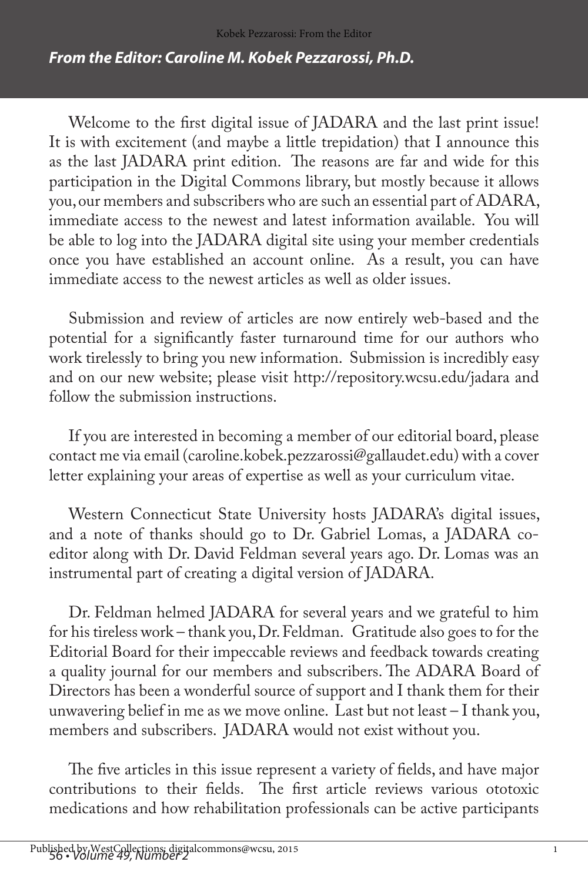## *From the Editor: Caroline M. Kobek Pezzarossi, Ph.D.*

Welcome to the first digital issue of JADARA and the last print issue! It is with excitement (and maybe a little trepidation) that I announce this as the last JADARA print edition. The reasons are far and wide for this participation in the Digital Commons library, but mostly because it allows you, our members and subscribers who are such an essential part of ADARA, immediate access to the newest and latest information available. You will be able to log into the JADARA digital site using your member credentials once you have established an account online. As a result, you can have immediate access to the newest articles as well as older issues.

Submission and review of articles are now entirely web-based and the potential for a significantly faster turnaround time for our authors who work tirelessly to bring you new information. Submission is incredibly easy and on our new website; please visit http://repository.wcsu.edu/jadara and follow the submission instructions.

If you are interested in becoming a member of our editorial board, please contact me via email (caroline.kobek.pezzarossi@gallaudet.edu) with a cover letter explaining your areas of expertise as well as your curriculum vitae.

Western Connecticut State University hosts JADARA's digital issues, and a note of thanks should go to Dr. Gabriel Lomas, a JADARA co-editor along with Dr. David Feldman several years ago. Dr. Lomas was an instrumental part of creating a digital version of JADARA.

Dr. Feldman helmed JADARA for several years and we grateful to him for his tireless work – thank you, Dr. Feldman. Gratitude also goes to for the Editorial Board for their impeccable reviews and feedback towards creating a quality journal for our members and subscribers. The ADARA Board of Directors has been a wonderful source of support and I thank them for their unwavering belief in me as we move online. Last but not least – I thank you, members and subscribers. JADARA would not exist without you.

The five articles in this issue represent a variety of fields, and have major contributions to their fields. The first article reviews various ototoxic medications and how rehabilitation professionals can be active participants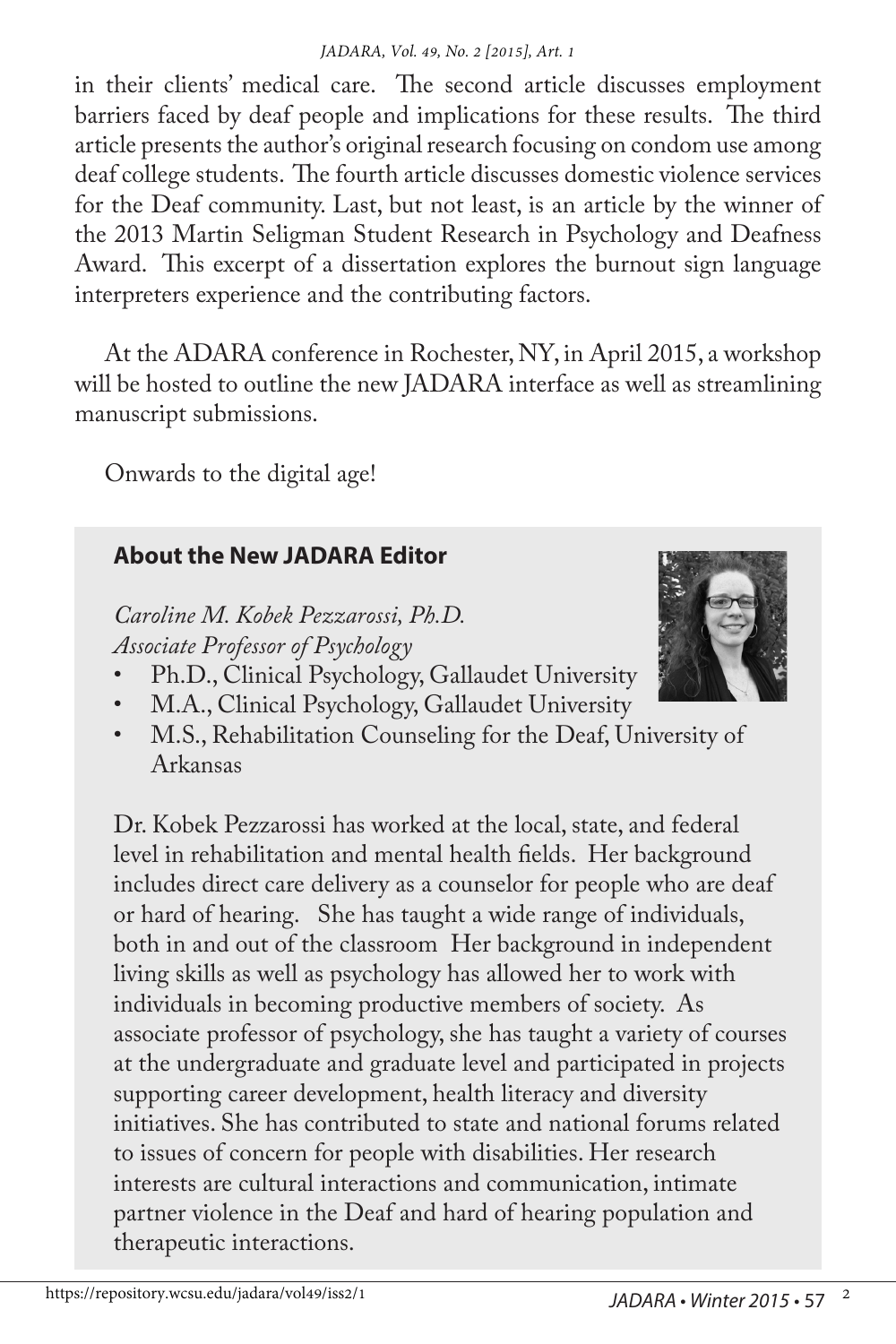in their clients' medical care. The second article discusses employment barriers faced by deaf people and implications for these results. The third article presents the author's original research focusing on condom use among deaf college students. The fourth article discusses domestic violence services for the Deaf community. Last, but not least, is an article by the winner of the 2013 Martin Seligman Student Research in Psychology and Deafness Award. This excerpt of a dissertation explores the burnout sign language interpreters experience and the contributing factors.

At the ADARA conference in Rochester, NY, in April 2015, a workshop will be hosted to outline the new JADARA interface as well as streamlining manuscript submissions.

Onwards to the digital age!

### About the New JADARA Editor

*Caroline M. Kobek Pezzarossi, Ph.D.*
*Associate Professor of Psychology*

- Ph.D., Clinical Psychology, Gallaudet University
- M.A., Clinical Psychology, Gallaudet University
- M.S., Rehabilitation Counseling for the Deaf, University of Arkansas

Dr. Kobek Pezzarossi has worked at the local, state, and federal level in rehabilitation and mental health fields. Her background includes direct care delivery as a counselor for people who are deaf or hard of hearing. She has taught a wide range of individuals, both in and out of the classroom Her background in independent living skills as well as psychology has allowed her to work with individuals in becoming productive members of society. As associate professor of psychology, she has taught a variety of courses at the undergraduate and graduate level and participated in projects supporting career development, health literacy and diversity initiatives. She has contributed to state and national forums related to issues of concern for people with disabilities. Her research interests are cultural interactions and communication, intimate partner violence in the Deaf and hard of hearing population and therapeutic interactions.